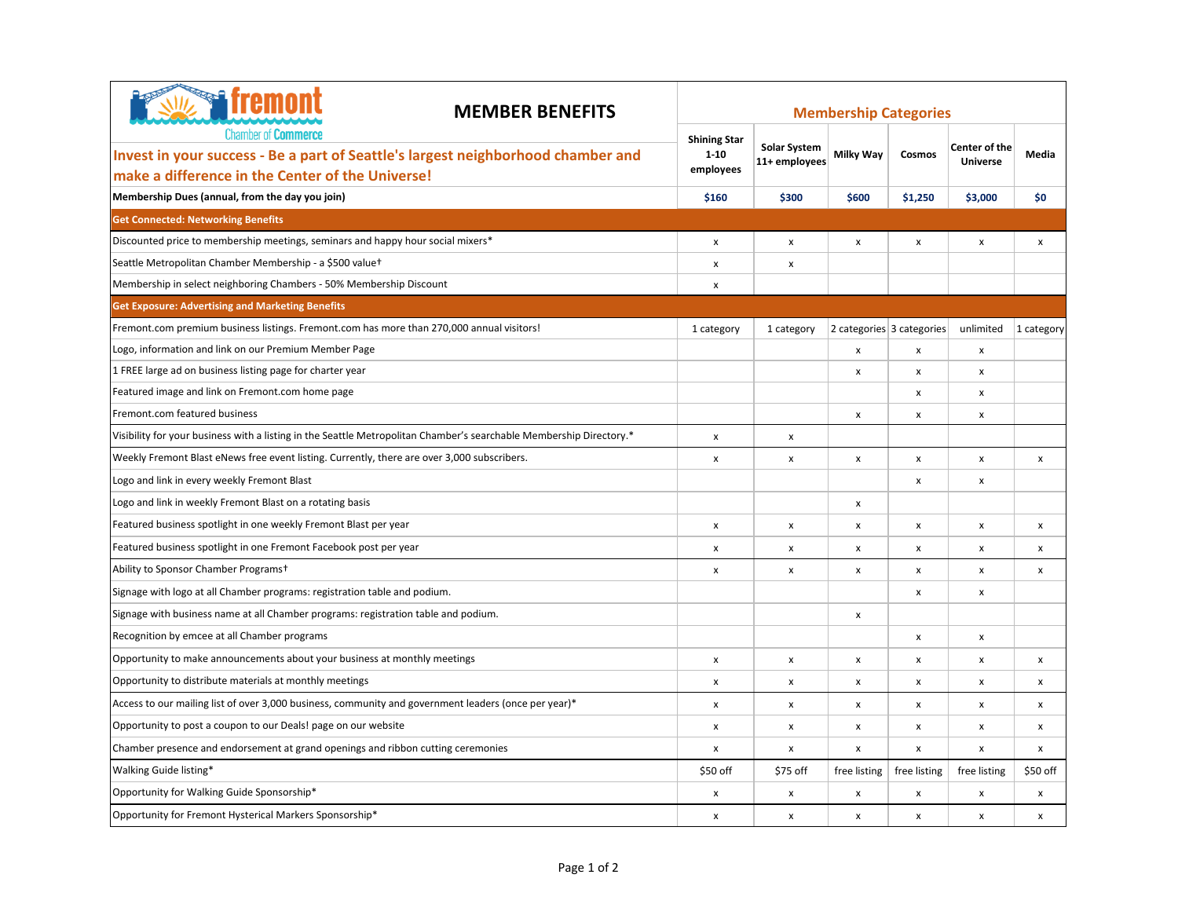# MEMBER BENEFITS

**Invest in your success - Be a part of Seattle's largest neighborhood chamber and make a difference in the Center of the Universe!**

| | Membership Categories | | | | | |
|---|---|---|---|---|---|---|
| | Shining Star 1-10 employees | Solar System 11+ employees | Milky Way | Cosmos | Center of the Universe | Media |
| **Membership Dues (annual, from the day you join)** | $160 | $300 | $600 | $1,250 | $3,000 | $0 |
| **Get Connected: Networking Benefits** | | | | | | |
| Discounted price to membership meetings, seminars and happy hour social mixers* | x | x | x | x | x | x |
| Seattle Metropolitan Chamber Membership - a $500 value† | x | x | | | | |
| Membership in select neighboring Chambers - 50% Membership Discount | x | | | | | |
| **Get Exposure: Advertising and Marketing Benefits** | | | | | | |
| Fremont.com premium business listings. Fremont.com has more than 270,000 annual visitors! | 1 category | 1 category | 2 categories | 3 categories | unlimited | 1 category |
| Logo, information and link on our Premium Member Page | | | x | x | x | |
| 1 FREE large ad on business listing page for charter year | | | x | x | x | |
| Featured image and link on Fremont.com home page | | | | x | x | |
| Fremont.com featured business | | | x | x | x | |
| Visibility for your business with a listing in the Seattle Metropolitan Chamber's searchable Membership Directory.* | x | x | | | | |
| Weekly Fremont Blast eNews free event listing. Currently, there are over 3,000 subscribers. | x | x | x | x | x | x |
| Logo and link in every weekly Fremont Blast | | | | x | x | |
| Logo and link in weekly Fremont Blast on a rotating basis | | | x | | | |
| Featured business spotlight in one weekly Fremont Blast per year | x | x | x | x | x | x |
| Featured business spotlight in one Fremont Facebook post per year | x | x | x | x | x | x |
| Ability to Sponsor Chamber Programs† | x | x | x | x | x | x |
| Signage with logo at all Chamber programs: registration table and podium. | | | | x | x | |
| Signage with business name at all Chamber programs: registration table and podium. | | | x | | | |
| Recognition by emcee at all Chamber programs | | | | x | x | |
| Opportunity to make announcements about your business at monthly meetings | x | x | x | x | x | x |
| Opportunity to distribute materials at monthly meetings | x | x | x | x | x | x |
| Access to our mailing list of over 3,000 business, community and government leaders (once per year)* | x | x | x | x | x | x |
| Opportunity to post a coupon to our Deals! page on our website | x | x | x | x | x | x |
| Chamber presence and endorsement at grand openings and ribbon cutting ceremonies | x | x | x | x | x | x |
| Walking Guide listing* | $50 off | $75 off | free listing | free listing | free listing | $50 off |
| Opportunity for Walking Guide Sponsorship* | x | x | x | x | x | x |
| Opportunity for Fremont Hysterical Markers Sponsorship* | x | x | x | x | x | x |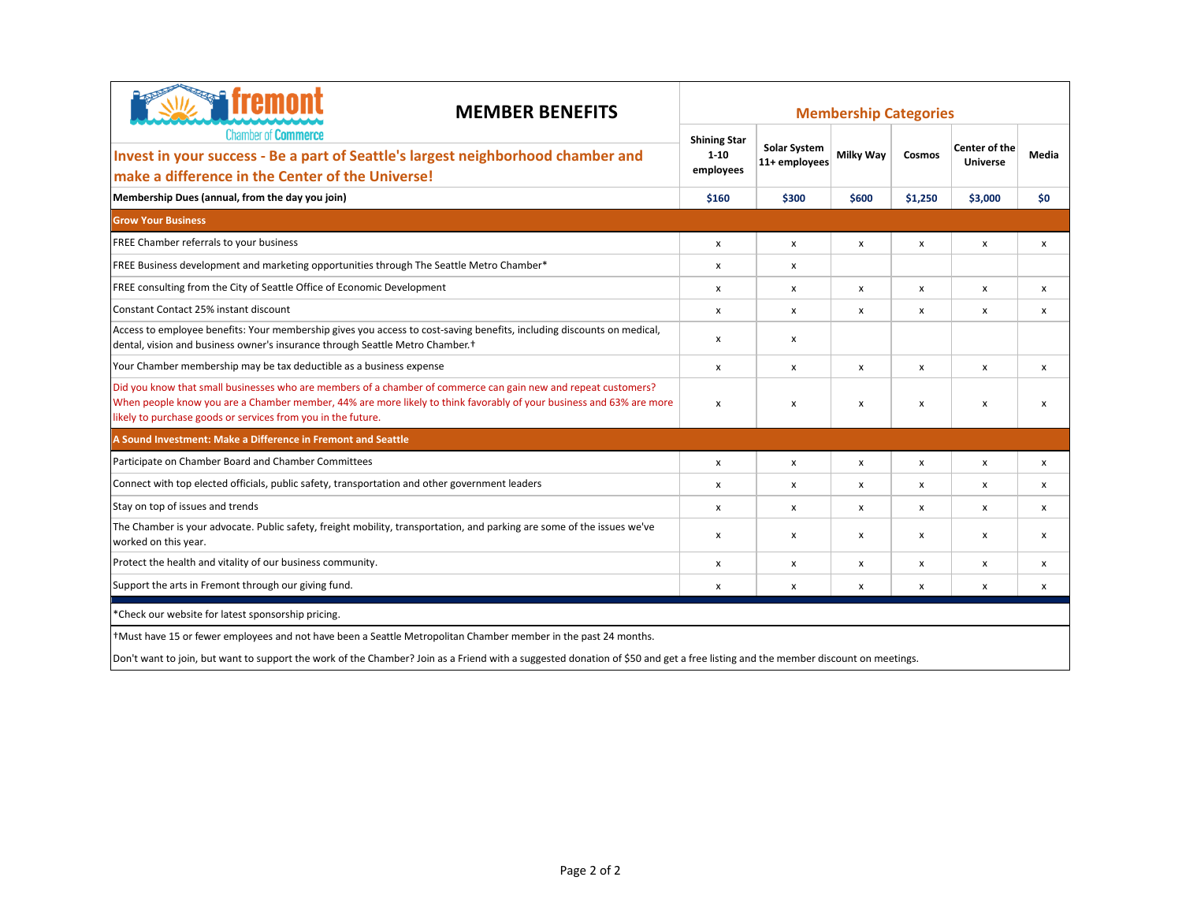# MEMBER BENEFITS

**Invest in your success - Be a part of Seattle's largest neighborhood chamber and make a difference in the Center of the Universe!**

| | Membership Categories | | | | | |
|---|---|---|---|---|---|---|
| | **Shining Star 1-10 employees** | **Solar System 11+ employees** | **Milky Way** | **Cosmos** | **Center of the Universe** | **Media** |
| **Membership Dues (annual, from the day you join)** | **$160** | **$300** | **$600** | **$1,250** | **$3,000** | **$0** |
| **Grow Your Business** | | | | | | |
| FREE Chamber referrals to your business | x | x | x | x | x | x |
| FREE Business development and marketing opportunities through The Seattle Metro Chamber* | x | x | | | | |
| FREE consulting from the City of Seattle Office of Economic Development | x | x | x | x | x | x |
| Constant Contact 25% instant discount | x | x | x | x | x | x |
| Access to employee benefits: Your membership gives you access to cost-saving benefits, including discounts on medical, dental, vision and business owner's insurance through Seattle Metro Chamber.† | x | x | | | | |
| Your Chamber membership may be tax deductible as a business expense | x | x | x | x | x | x |
| Did you know that small businesses who are members of a chamber of commerce can gain new and repeat customers? When people know you are a Chamber member, 44% are more likely to think favorably of your business and 63% are more likely to purchase goods or services from you in the future. | x | x | x | x | x | x |
| **A Sound Investment: Make a Difference in Fremont and Seattle** | | | | | | |
| Participate on Chamber Board and Chamber Committees | x | x | x | x | x | x |
| Connect with top elected officials, public safety, transportation and other government leaders | x | x | x | x | x | x |
| Stay on top of issues and trends | x | x | x | x | x | x |
| The Chamber is your advocate. Public safety, freight mobility, transportation, and parking are some of the issues we've worked on this year. | x | x | x | x | x | x |
| Protect the health and vitality of our business community. | x | x | x | x | x | x |
| Support the arts in Fremont through our giving fund. | x | x | x | x | x | x |

*Check our website for latest sponsorship pricing.

†Must have 15 or fewer employees and not have been a Seattle Metropolitan Chamber member in the past 24 months.

Don't want to join, but want to support the work of the Chamber? Join as a Friend with a suggested donation of $50 and get a free listing and the member discount on meetings.